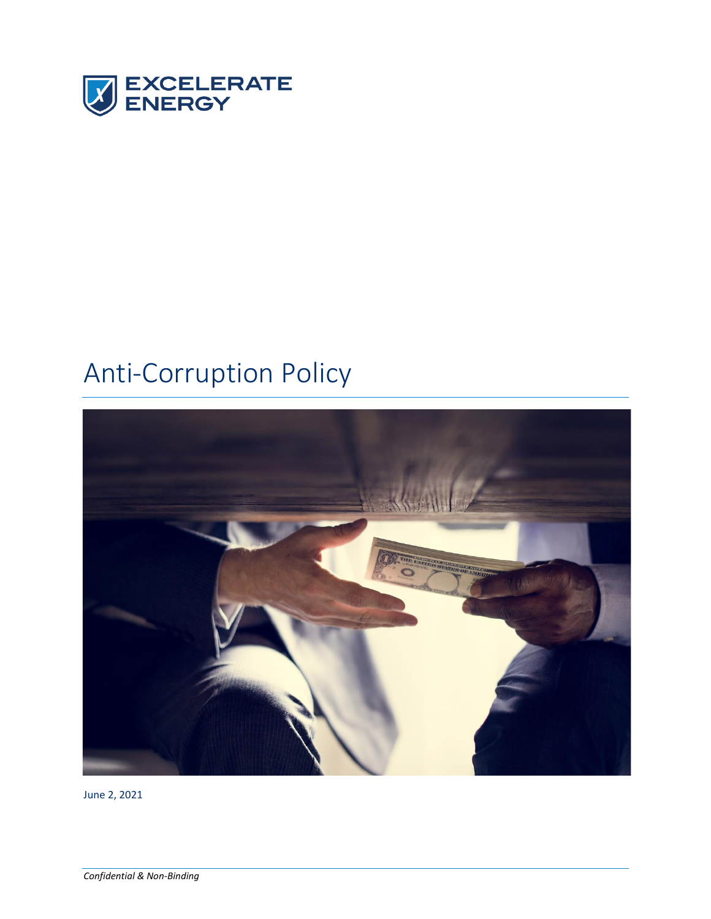EXCELERATE ENERGY

# Anti-Corruption Policy

June 2, 2021

*Confidential & Non-Binding*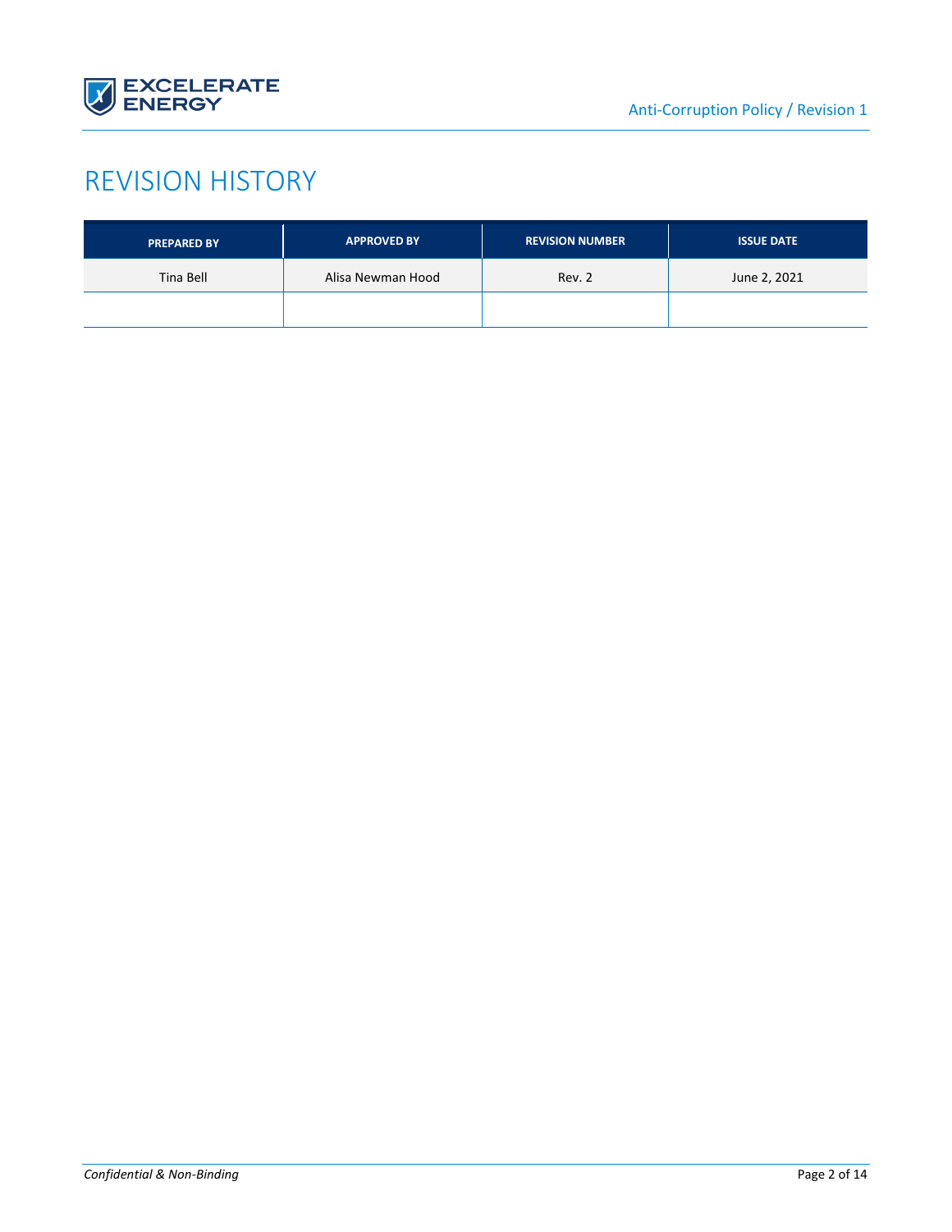# REVISION HISTORY

| PREPARED BY | APPROVED BY | REVISION NUMBER | ISSUE DATE |
|---|---|---|---|
| Tina Bell | Alisa Newman Hood | Rev. 2 | June 2, 2021 |
| | | | |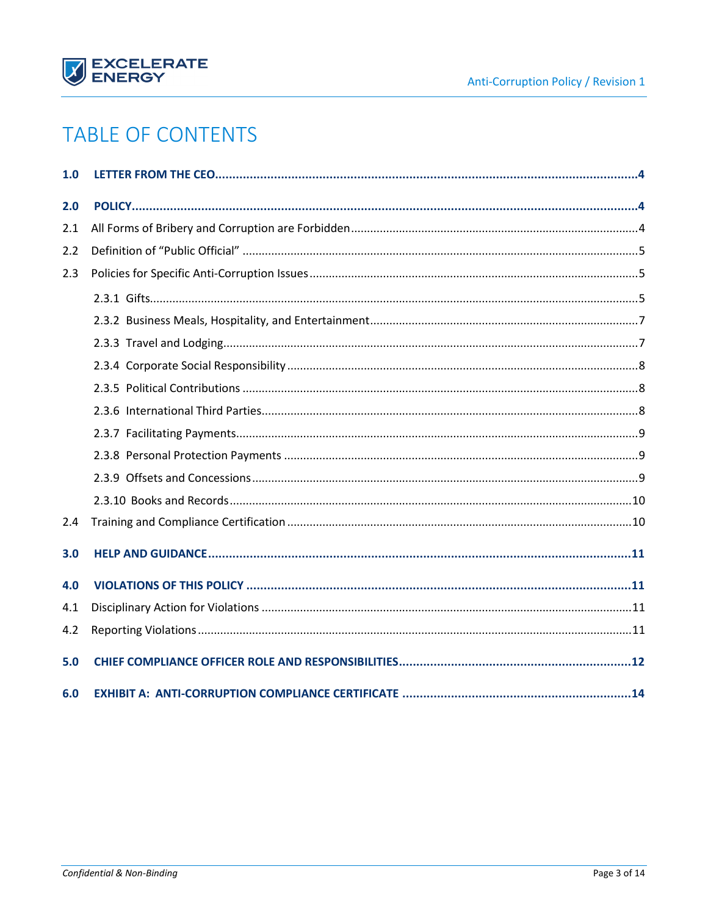# TABLE OF CONTENTS

**1.0 LETTER FROM THE CEO** ........................................ **4**

**2.0 POLICY** ........................................ **4**

2.1 All Forms of Bribery and Corruption are Forbidden ........................................ 4

2.2 Definition of "Public Official" ........................................ 5

2.3 Policies for Specific Anti-Corruption Issues ........................................ 5

- 2.3.1 Gifts ........................................ 5
- 2.3.2 Business Meals, Hospitality, and Entertainment ........................................ 7
- 2.3.3 Travel and Lodging ........................................ 7
- 2.3.4 Corporate Social Responsibility ........................................ 8
- 2.3.5 Political Contributions ........................................ 8
- 2.3.6 International Third Parties ........................................ 8
- 2.3.7 Facilitating Payments ........................................ 9
- 2.3.8 Personal Protection Payments ........................................ 9
- 2.3.9 Offsets and Concessions ........................................ 9
- 2.3.10 Books and Records ........................................ 10

2.4 Training and Compliance Certification ........................................ 10

**3.0 HELP AND GUIDANCE** ........................................ **11**

**4.0 VIOLATIONS OF THIS POLICY** ........................................ **11**

4.1 Disciplinary Action for Violations ........................................ 11

4.2 Reporting Violations ........................................ 11

**5.0 CHIEF COMPLIANCE OFFICER ROLE AND RESPONSIBILITIES** ........................................ **12**

**6.0 EXHIBIT A: ANTI-CORRUPTION COMPLIANCE CERTIFICATE** ........................................ **14**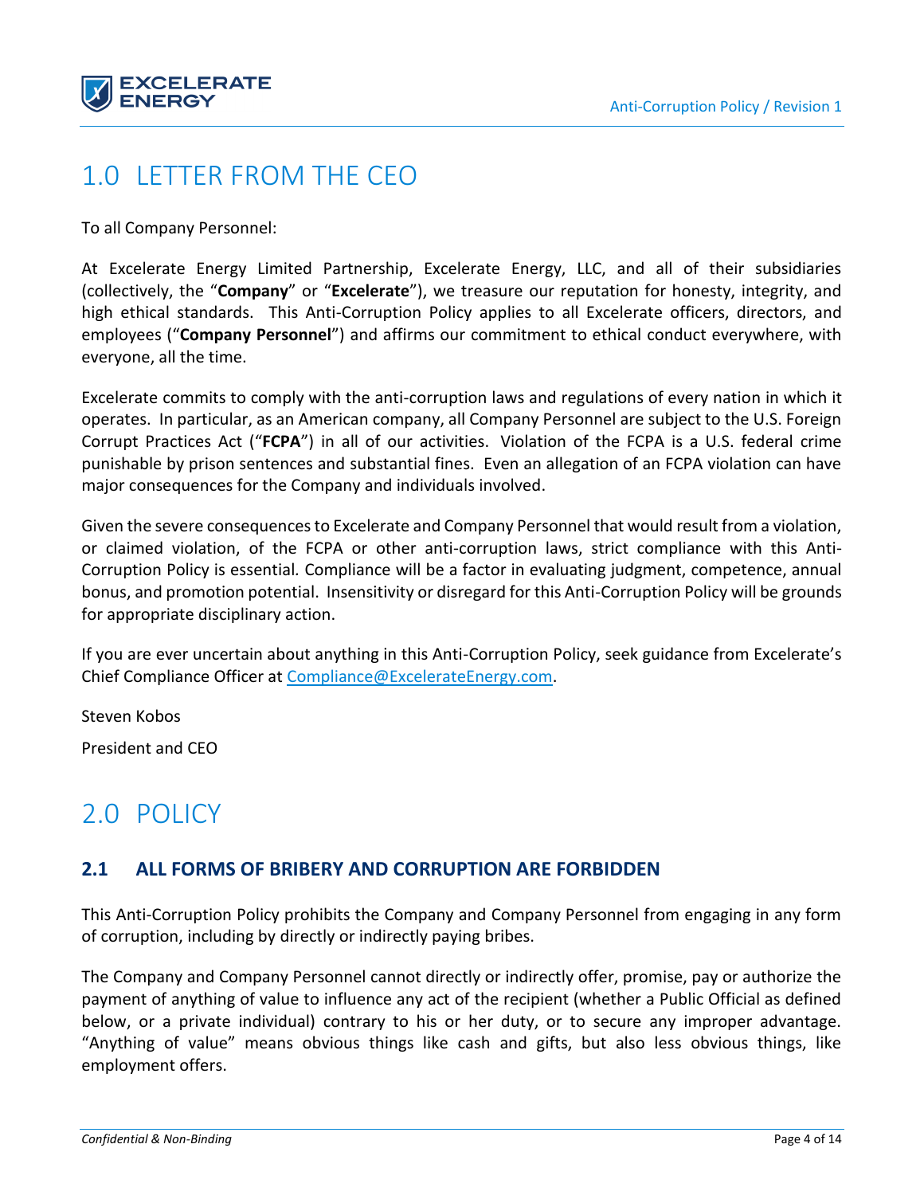# 1.0 LETTER FROM THE CEO

To all Company Personnel:

At Excelerate Energy Limited Partnership, Excelerate Energy, LLC, and all of their subsidiaries (collectively, the "**Company**" or "**Excelerate**"), we treasure our reputation for honesty, integrity, and high ethical standards. This Anti-Corruption Policy applies to all Excelerate officers, directors, and employees ("**Company Personnel**") and affirms our commitment to ethical conduct everywhere, with everyone, all the time.

Excelerate commits to comply with the anti-corruption laws and regulations of every nation in which it operates. In particular, as an American company, all Company Personnel are subject to the U.S. Foreign Corrupt Practices Act ("**FCPA**") in all of our activities. Violation of the FCPA is a U.S. federal crime punishable by prison sentences and substantial fines. Even an allegation of an FCPA violation can have major consequences for the Company and individuals involved.

Given the severe consequences to Excelerate and Company Personnel that would result from a violation, or claimed violation, of the FCPA or other anti-corruption laws, strict compliance with this Anti-Corruption Policy is essential. Compliance will be a factor in evaluating judgment, competence, annual bonus, and promotion potential. Insensitivity or disregard for this Anti-Corruption Policy will be grounds for appropriate disciplinary action.

If you are ever uncertain about anything in this Anti-Corruption Policy, seek guidance from Excelerate's Chief Compliance Officer at Compliance@ExcelerateEnergy.com.

Steven Kobos

President and CEO

# 2.0 POLICY

## 2.1 ALL FORMS OF BRIBERY AND CORRUPTION ARE FORBIDDEN

This Anti-Corruption Policy prohibits the Company and Company Personnel from engaging in any form of corruption, including by directly or indirectly paying bribes.

The Company and Company Personnel cannot directly or indirectly offer, promise, pay or authorize the payment of anything of value to influence any act of the recipient (whether a Public Official as defined below, or a private individual) contrary to his or her duty, or to secure any improper advantage. "Anything of value" means obvious things like cash and gifts, but also less obvious things, like employment offers.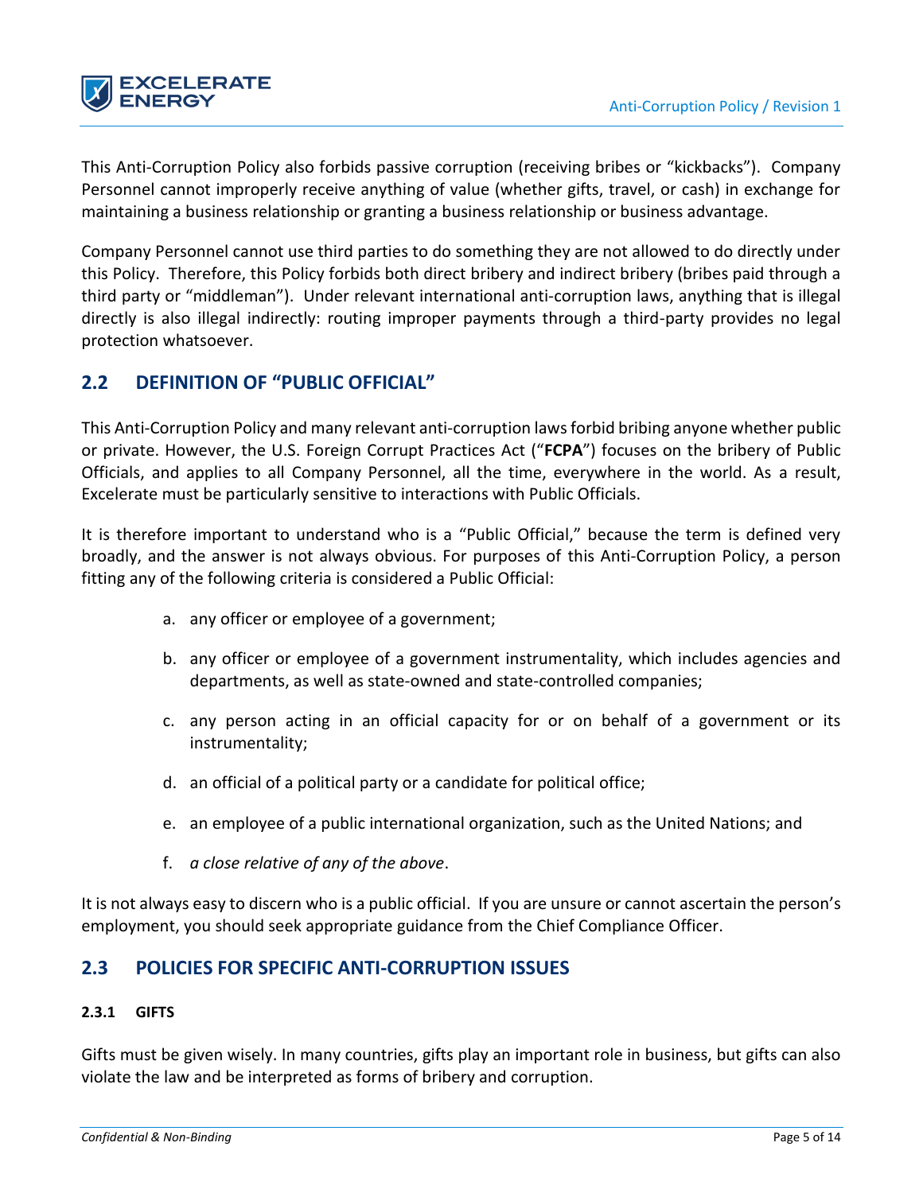This Anti-Corruption Policy also forbids passive corruption (receiving bribes or "kickbacks"). Company Personnel cannot improperly receive anything of value (whether gifts, travel, or cash) in exchange for maintaining a business relationship or granting a business relationship or business advantage.

Company Personnel cannot use third parties to do something they are not allowed to do directly under this Policy. Therefore, this Policy forbids both direct bribery and indirect bribery (bribes paid through a third party or "middleman"). Under relevant international anti-corruption laws, anything that is illegal directly is also illegal indirectly: routing improper payments through a third-party provides no legal protection whatsoever.

## 2.2 DEFINITION OF "PUBLIC OFFICIAL"

This Anti-Corruption Policy and many relevant anti-corruption laws forbid bribing anyone whether public or private. However, the U.S. Foreign Corrupt Practices Act ("**FCPA**") focuses on the bribery of Public Officials, and applies to all Company Personnel, all the time, everywhere in the world. As a result, Excelerate must be particularly sensitive to interactions with Public Officials.

It is therefore important to understand who is a "Public Official," because the term is defined very broadly, and the answer is not always obvious. For purposes of this Anti-Corruption Policy, a person fitting any of the following criteria is considered a Public Official:

a. any officer or employee of a government;

b. any officer or employee of a government instrumentality, which includes agencies and departments, as well as state-owned and state-controlled companies;

c. any person acting in an official capacity for or on behalf of a government or its instrumentality;

d. an official of a political party or a candidate for political office;

e. an employee of a public international organization, such as the United Nations; and

f. *a close relative of any of the above*.

It is not always easy to discern who is a public official. If you are unsure or cannot ascertain the person's employment, you should seek appropriate guidance from the Chief Compliance Officer.

## 2.3 POLICIES FOR SPECIFIC ANTI-CORRUPTION ISSUES

### 2.3.1 GIFTS

Gifts must be given wisely. In many countries, gifts play an important role in business, but gifts can also violate the law and be interpreted as forms of bribery and corruption.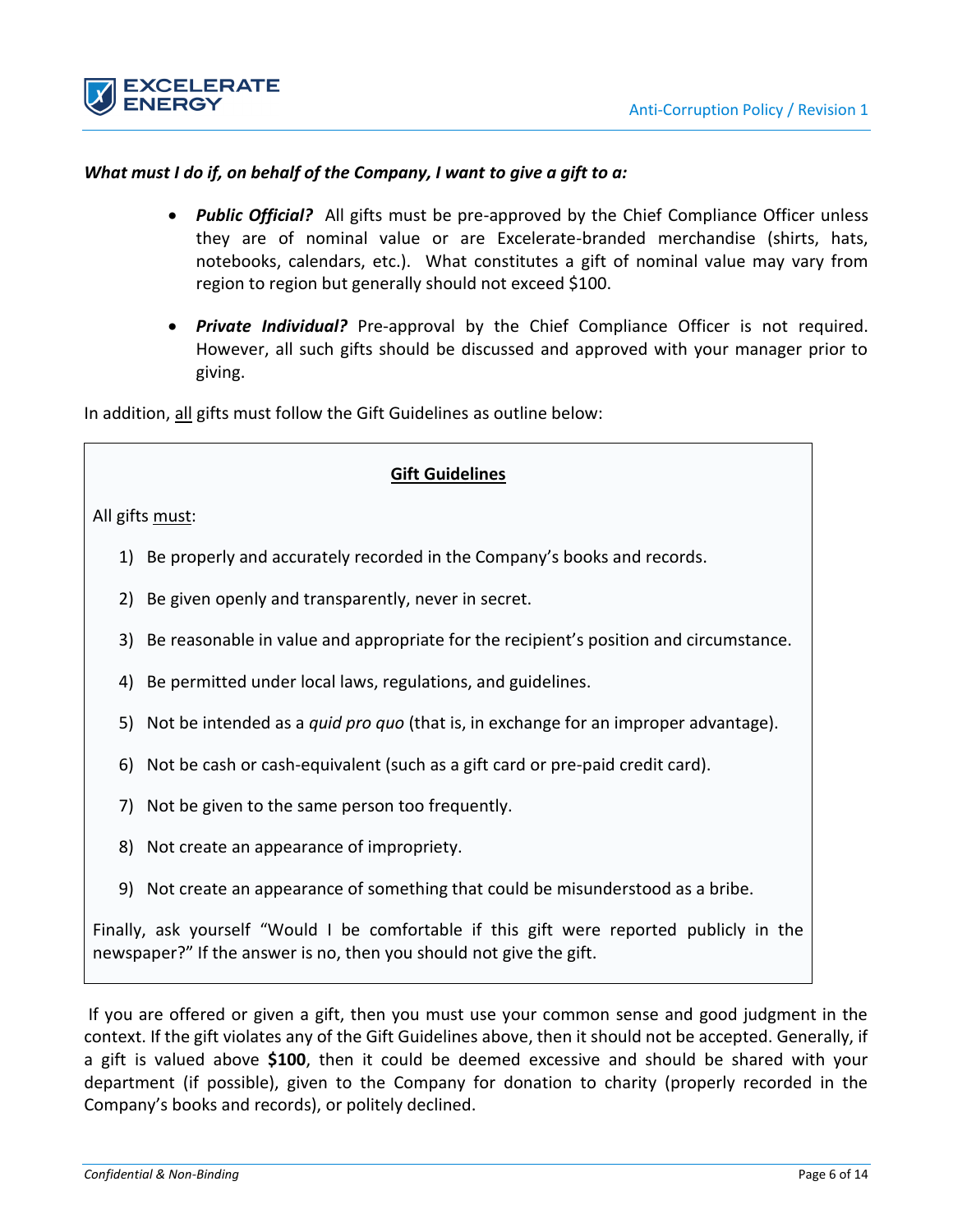***What must I do if, on behalf of the Company, I want to give a gift to a:***

- ***Public Official?*** All gifts must be pre-approved by the Chief Compliance Officer unless they are of nominal value or are Excelerate-branded merchandise (shirts, hats, notebooks, calendars, etc.). What constitutes a gift of nominal value may vary from region to region but generally should not exceed $100.

- ***Private Individual?*** Pre-approval by the Chief Compliance Officer is not required. However, all such gifts should be discussed and approved with your manager prior to giving.

In addition, <u>all</u> gifts must follow the Gift Guidelines as outline below:

**<u>Gift Guidelines</u>**

All gifts <u>must</u>:

1) Be properly and accurately recorded in the Company's books and records.
2) Be given openly and transparently, never in secret.
3) Be reasonable in value and appropriate for the recipient's position and circumstance.
4) Be permitted under local laws, regulations, and guidelines.
5) Not be intended as a *quid pro quo* (that is, in exchange for an improper advantage).
6) Not be cash or cash-equivalent (such as a gift card or pre-paid credit card).
7) Not be given to the same person too frequently.
8) Not create an appearance of impropriety.
9) Not create an appearance of something that could be misunderstood as a bribe.

Finally, ask yourself "Would I be comfortable if this gift were reported publicly in the newspaper?" If the answer is no, then you should not give the gift.

If you are offered or given a gift, then you must use your common sense and good judgment in the context. If the gift violates any of the Gift Guidelines above, then it should not be accepted. Generally, if a gift is valued above **$100**, then it could be deemed excessive and should be shared with your department (if possible), given to the Company for donation to charity (properly recorded in the Company's books and records), or politely declined.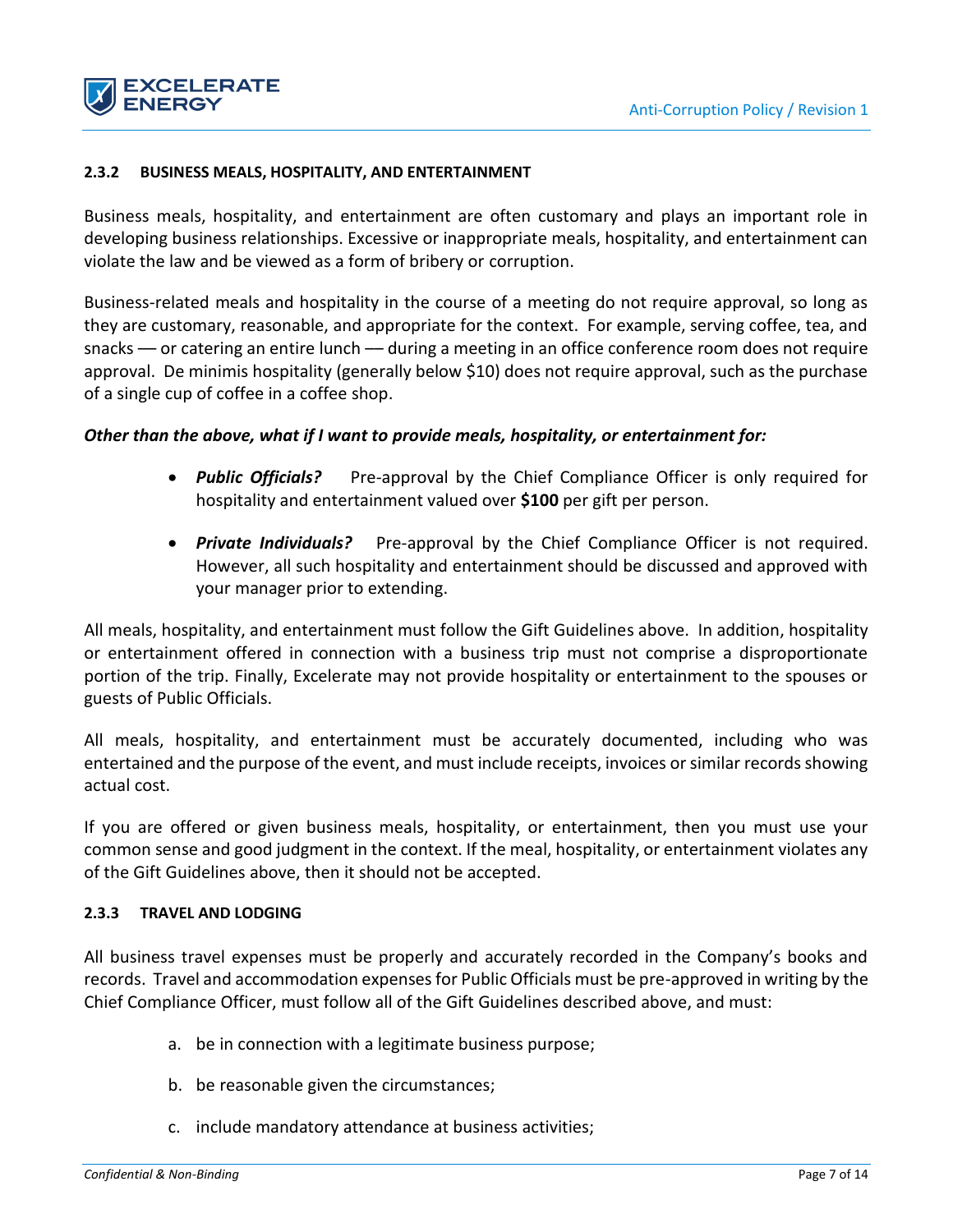### 2.3.2 BUSINESS MEALS, HOSPITALITY, AND ENTERTAINMENT

Business meals, hospitality, and entertainment are often customary and plays an important role in developing business relationships. Excessive or inappropriate meals, hospitality, and entertainment can violate the law and be viewed as a form of bribery or corruption.

Business-related meals and hospitality in the course of a meeting do not require approval, so long as they are customary, reasonable, and appropriate for the context. For example, serving coffee, tea, and snacks — or catering an entire lunch — during a meeting in an office conference room does not require approval. De minimis hospitality (generally below $10) does not require approval, such as the purchase of a single cup of coffee in a coffee shop.

***Other than the above, what if I want to provide meals, hospitality, or entertainment for:***

- ***Public Officials?*** Pre-approval by the Chief Compliance Officer is only required for hospitality and entertainment valued over **$100** per gift per person.
- ***Private Individuals?*** Pre-approval by the Chief Compliance Officer is not required. However, all such hospitality and entertainment should be discussed and approved with your manager prior to extending.

All meals, hospitality, and entertainment must follow the Gift Guidelines above. In addition, hospitality or entertainment offered in connection with a business trip must not comprise a disproportionate portion of the trip. Finally, Excelerate may not provide hospitality or entertainment to the spouses or guests of Public Officials.

All meals, hospitality, and entertainment must be accurately documented, including who was entertained and the purpose of the event, and must include receipts, invoices or similar records showing actual cost.

If you are offered or given business meals, hospitality, or entertainment, then you must use your common sense and good judgment in the context. If the meal, hospitality, or entertainment violates any of the Gift Guidelines above, then it should not be accepted.

### 2.3.3 TRAVEL AND LODGING

All business travel expenses must be properly and accurately recorded in the Company's books and records. Travel and accommodation expenses for Public Officials must be pre-approved in writing by the Chief Compliance Officer, must follow all of the Gift Guidelines described above, and must:

a. be in connection with a legitimate business purpose;
b. be reasonable given the circumstances;
c. include mandatory attendance at business activities;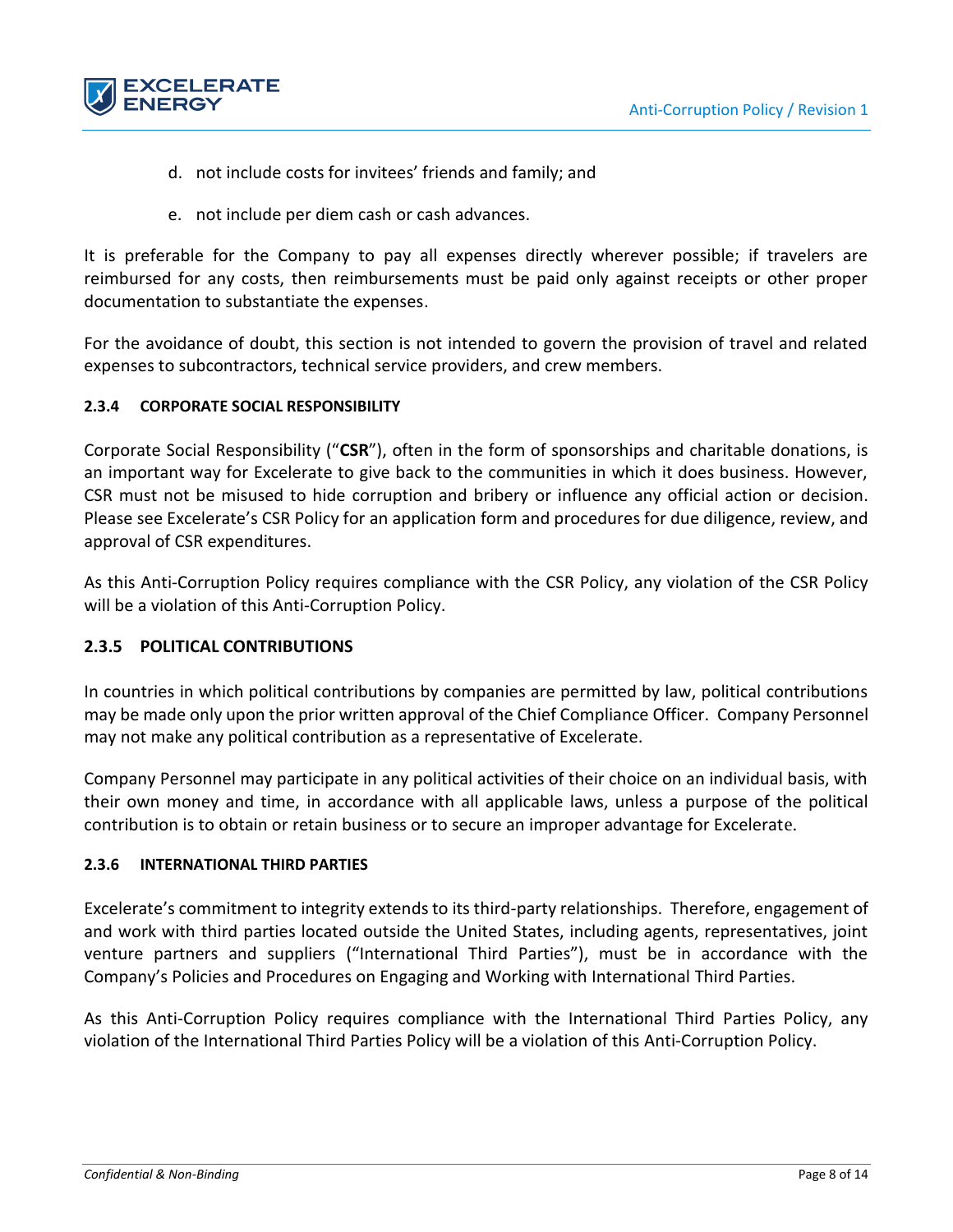d. not include costs for invitees' friends and family; and

e. not include per diem cash or cash advances.

It is preferable for the Company to pay all expenses directly wherever possible; if travelers are reimbursed for any costs, then reimbursements must be paid only against receipts or other proper documentation to substantiate the expenses.

For the avoidance of doubt, this section is not intended to govern the provision of travel and related expenses to subcontractors, technical service providers, and crew members.

#### 2.3.4 CORPORATE SOCIAL RESPONSIBILITY

Corporate Social Responsibility ("**CSR**"), often in the form of sponsorships and charitable donations, is an important way for Excelerate to give back to the communities in which it does business. However, CSR must not be misused to hide corruption and bribery or influence any official action or decision. Please see Excelerate's CSR Policy for an application form and procedures for due diligence, review, and approval of CSR expenditures.

As this Anti-Corruption Policy requires compliance with the CSR Policy, any violation of the CSR Policy will be a violation of this Anti-Corruption Policy.

### 2.3.5 POLITICAL CONTRIBUTIONS

In countries in which political contributions by companies are permitted by law, political contributions may be made only upon the prior written approval of the Chief Compliance Officer. Company Personnel may not make any political contribution as a representative of Excelerate.

Company Personnel may participate in any political activities of their choice on an individual basis, with their own money and time, in accordance with all applicable laws, unless a purpose of the political contribution is to obtain or retain business or to secure an improper advantage for Excelerate.

#### 2.3.6 INTERNATIONAL THIRD PARTIES

Excelerate's commitment to integrity extends to its third-party relationships. Therefore, engagement of and work with third parties located outside the United States, including agents, representatives, joint venture partners and suppliers ("International Third Parties"), must be in accordance with the Company's Policies and Procedures on Engaging and Working with International Third Parties.

As this Anti-Corruption Policy requires compliance with the International Third Parties Policy, any violation of the International Third Parties Policy will be a violation of this Anti-Corruption Policy.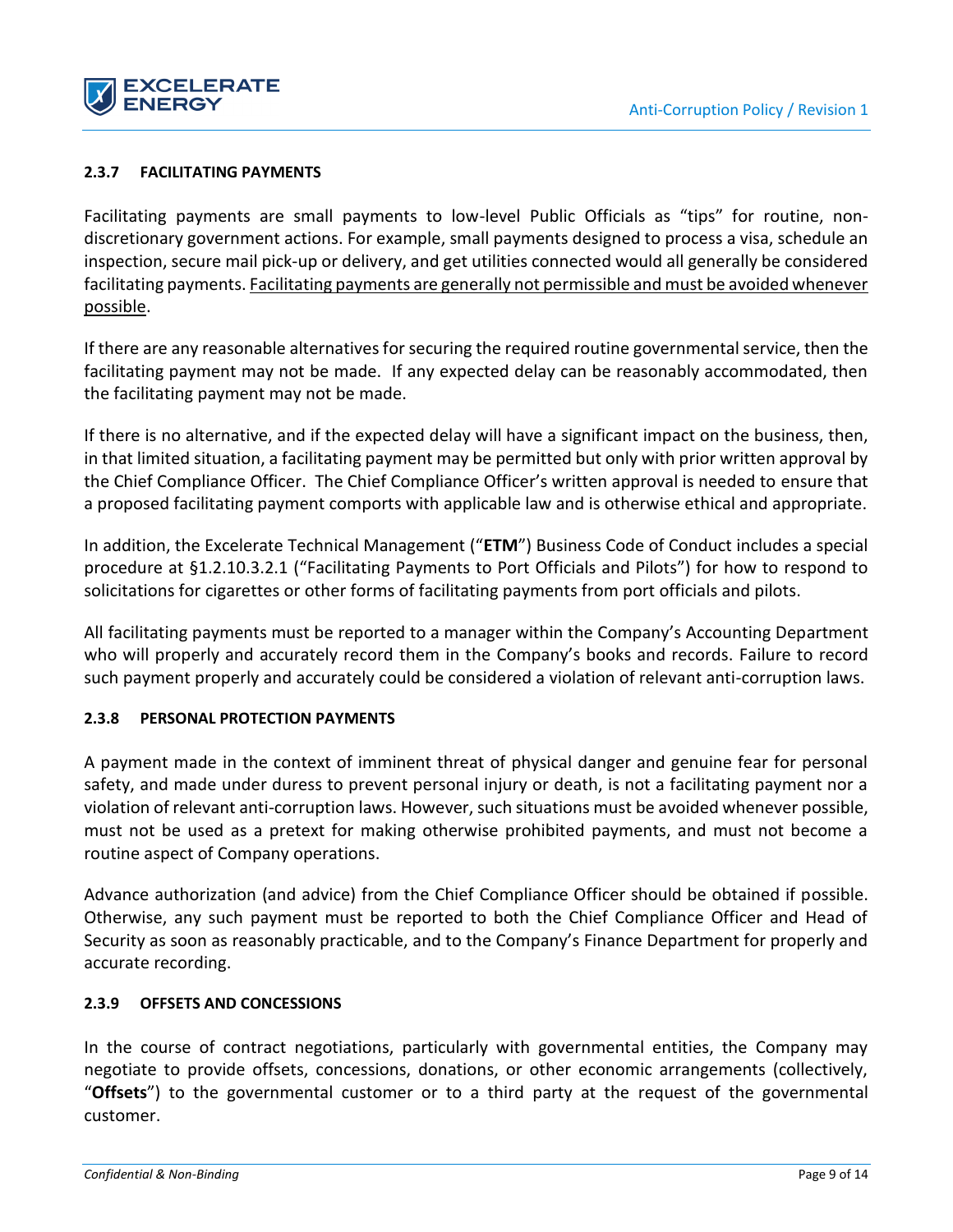#### 2.3.7 FACILITATING PAYMENTS

Facilitating payments are small payments to low-level Public Officials as "tips" for routine, non-discretionary government actions. For example, small payments designed to process a visa, schedule an inspection, secure mail pick-up or delivery, and get utilities connected would all generally be considered facilitating payments. <u>Facilitating payments are generally not permissible and must be avoided whenever possible</u>.

If there are any reasonable alternatives for securing the required routine governmental service, then the facilitating payment may not be made. If any expected delay can be reasonably accommodated, then the facilitating payment may not be made.

If there is no alternative, and if the expected delay will have a significant impact on the business, then, in that limited situation, a facilitating payment may be permitted but only with prior written approval by the Chief Compliance Officer. The Chief Compliance Officer's written approval is needed to ensure that a proposed facilitating payment comports with applicable law and is otherwise ethical and appropriate.

In addition, the Excelerate Technical Management ("**ETM**") Business Code of Conduct includes a special procedure at §1.2.10.3.2.1 ("Facilitating Payments to Port Officials and Pilots") for how to respond to solicitations for cigarettes or other forms of facilitating payments from port officials and pilots.

All facilitating payments must be reported to a manager within the Company's Accounting Department who will properly and accurately record them in the Company's books and records. Failure to record such payment properly and accurately could be considered a violation of relevant anti-corruption laws.

#### 2.3.8 PERSONAL PROTECTION PAYMENTS

A payment made in the context of imminent threat of physical danger and genuine fear for personal safety, and made under duress to prevent personal injury or death, is not a facilitating payment nor a violation of relevant anti-corruption laws. However, such situations must be avoided whenever possible, must not be used as a pretext for making otherwise prohibited payments, and must not become a routine aspect of Company operations.

Advance authorization (and advice) from the Chief Compliance Officer should be obtained if possible. Otherwise, any such payment must be reported to both the Chief Compliance Officer and Head of Security as soon as reasonably practicable, and to the Company's Finance Department for properly and accurate recording.

#### 2.3.9 OFFSETS AND CONCESSIONS

In the course of contract negotiations, particularly with governmental entities, the Company may negotiate to provide offsets, concessions, donations, or other economic arrangements (collectively, "**Offsets**") to the governmental customer or to a third party at the request of the governmental customer.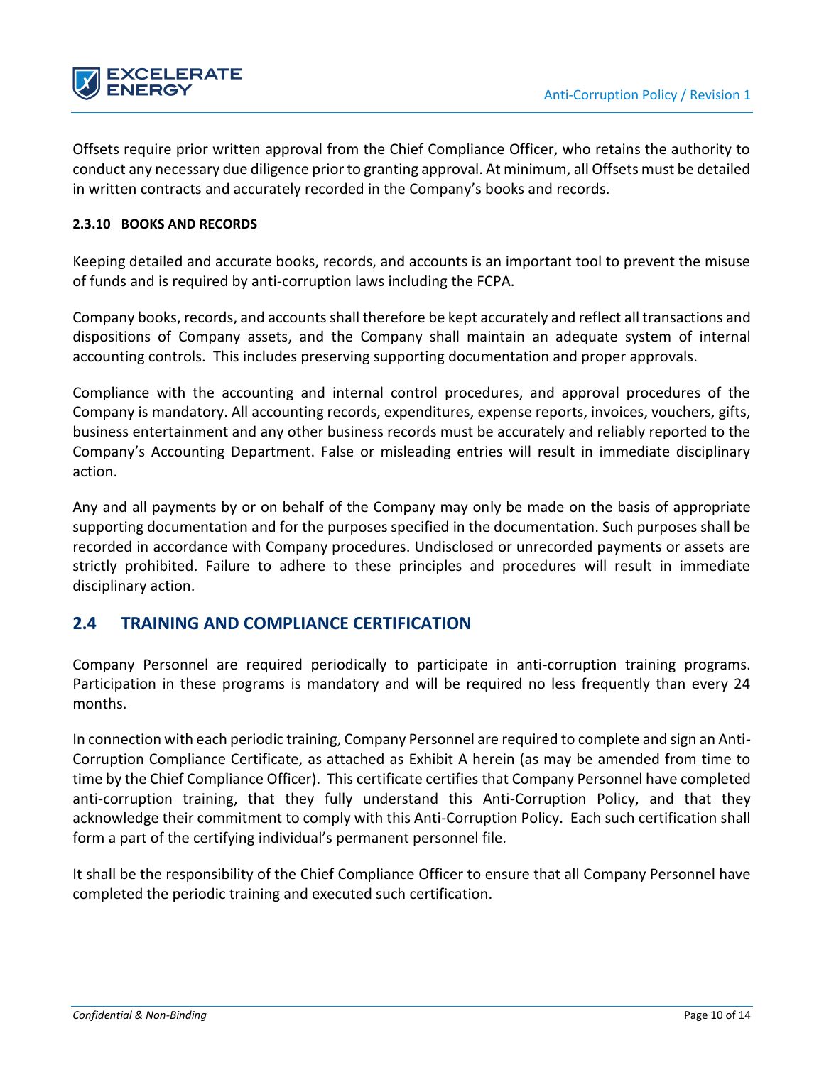Offsets require prior written approval from the Chief Compliance Officer, who retains the authority to conduct any necessary due diligence prior to granting approval. At minimum, all Offsets must be detailed in written contracts and accurately recorded in the Company's books and records.

#### 2.3.10 BOOKS AND RECORDS

Keeping detailed and accurate books, records, and accounts is an important tool to prevent the misuse of funds and is required by anti-corruption laws including the FCPA.

Company books, records, and accounts shall therefore be kept accurately and reflect all transactions and dispositions of Company assets, and the Company shall maintain an adequate system of internal accounting controls. This includes preserving supporting documentation and proper approvals.

Compliance with the accounting and internal control procedures, and approval procedures of the Company is mandatory. All accounting records, expenditures, expense reports, invoices, vouchers, gifts, business entertainment and any other business records must be accurately and reliably reported to the Company's Accounting Department. False or misleading entries will result in immediate disciplinary action.

Any and all payments by or on behalf of the Company may only be made on the basis of appropriate supporting documentation and for the purposes specified in the documentation. Such purposes shall be recorded in accordance with Company procedures. Undisclosed or unrecorded payments or assets are strictly prohibited. Failure to adhere to these principles and procedures will result in immediate disciplinary action.

## 2.4 TRAINING AND COMPLIANCE CERTIFICATION

Company Personnel are required periodically to participate in anti-corruption training programs. Participation in these programs is mandatory and will be required no less frequently than every 24 months.

In connection with each periodic training, Company Personnel are required to complete and sign an Anti-Corruption Compliance Certificate, as attached as Exhibit A herein (as may be amended from time to time by the Chief Compliance Officer). This certificate certifies that Company Personnel have completed anti-corruption training, that they fully understand this Anti-Corruption Policy, and that they acknowledge their commitment to comply with this Anti-Corruption Policy. Each such certification shall form a part of the certifying individual's permanent personnel file.

It shall be the responsibility of the Chief Compliance Officer to ensure that all Company Personnel have completed the periodic training and executed such certification.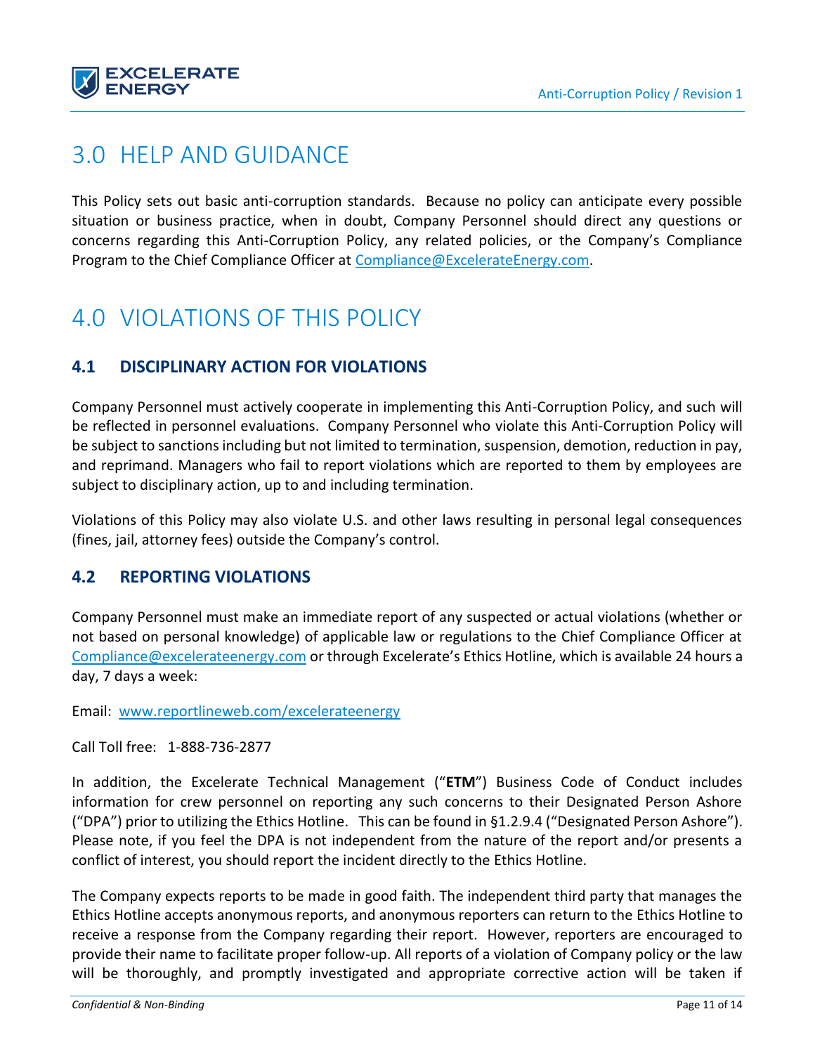# 3.0 HELP AND GUIDANCE

This Policy sets out basic anti-corruption standards. Because no policy can anticipate every possible situation or business practice, when in doubt, Company Personnel should direct any questions or concerns regarding this Anti-Corruption Policy, any related policies, or the Company's Compliance Program to the Chief Compliance Officer at Compliance@ExcelerateEnergy.com.

# 4.0 VIOLATIONS OF THIS POLICY

## 4.1 DISCIPLINARY ACTION FOR VIOLATIONS

Company Personnel must actively cooperate in implementing this Anti-Corruption Policy, and such will be reflected in personnel evaluations. Company Personnel who violate this Anti-Corruption Policy will be subject to sanctions including but not limited to termination, suspension, demotion, reduction in pay, and reprimand. Managers who fail to report violations which are reported to them by employees are subject to disciplinary action, up to and including termination.

Violations of this Policy may also violate U.S. and other laws resulting in personal legal consequences (fines, jail, attorney fees) outside the Company's control.

## 4.2 REPORTING VIOLATIONS

Company Personnel must make an immediate report of any suspected or actual violations (whether or not based on personal knowledge) of applicable law or regulations to the Chief Compliance Officer at Compliance@excelerateenergy.com or through Excelerate's Ethics Hotline, which is available 24 hours a day, 7 days a week:

Email: www.reportlineweb.com/excelerateenergy

Call Toll free: 1-888-736-2877

In addition, the Excelerate Technical Management ("**ETM**") Business Code of Conduct includes information for crew personnel on reporting any such concerns to their Designated Person Ashore ("DPA") prior to utilizing the Ethics Hotline. This can be found in §1.2.9.4 ("Designated Person Ashore"). Please note, if you feel the DPA is not independent from the nature of the report and/or presents a conflict of interest, you should report the incident directly to the Ethics Hotline.

The Company expects reports to be made in good faith. The independent third party that manages the Ethics Hotline accepts anonymous reports, and anonymous reporters can return to the Ethics Hotline to receive a response from the Company regarding their report. However, reporters are encouraged to provide their name to facilitate proper follow-up. All reports of a violation of Company policy or the law will be thoroughly, and promptly investigated and appropriate corrective action will be taken if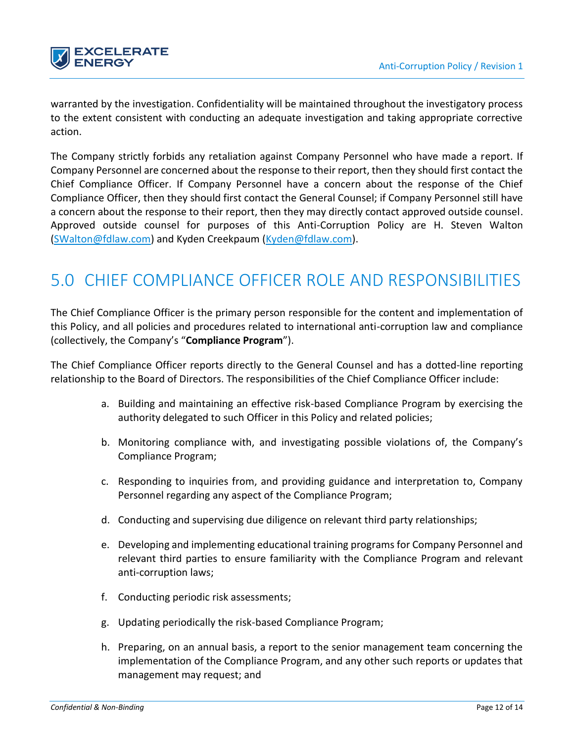warranted by the investigation. Confidentiality will be maintained throughout the investigatory process to the extent consistent with conducting an adequate investigation and taking appropriate corrective action.

The Company strictly forbids any retaliation against Company Personnel who have made a report. If Company Personnel are concerned about the response to their report, then they should first contact the Chief Compliance Officer. If Company Personnel have a concern about the response of the Chief Compliance Officer, then they should first contact the General Counsel; if Company Personnel still have a concern about the response to their report, then they may directly contact approved outside counsel. Approved outside counsel for purposes of this Anti-Corruption Policy are H. Steven Walton (SWalton@fdlaw.com) and Kyden Creekpaum (Kyden@fdlaw.com).

# 5.0 CHIEF COMPLIANCE OFFICER ROLE AND RESPONSIBILITIES

The Chief Compliance Officer is the primary person responsible for the content and implementation of this Policy, and all policies and procedures related to international anti-corruption law and compliance (collectively, the Company's "**Compliance Program**").

The Chief Compliance Officer reports directly to the General Counsel and has a dotted-line reporting relationship to the Board of Directors. The responsibilities of the Chief Compliance Officer include:

a. Building and maintaining an effective risk-based Compliance Program by exercising the authority delegated to such Officer in this Policy and related policies;

b. Monitoring compliance with, and investigating possible violations of, the Company's Compliance Program;

c. Responding to inquiries from, and providing guidance and interpretation to, Company Personnel regarding any aspect of the Compliance Program;

d. Conducting and supervising due diligence on relevant third party relationships;

e. Developing and implementing educational training programs for Company Personnel and relevant third parties to ensure familiarity with the Compliance Program and relevant anti-corruption laws;

f. Conducting periodic risk assessments;

g. Updating periodically the risk-based Compliance Program;

h. Preparing, on an annual basis, a report to the senior management team concerning the implementation of the Compliance Program, and any other such reports or updates that management may request; and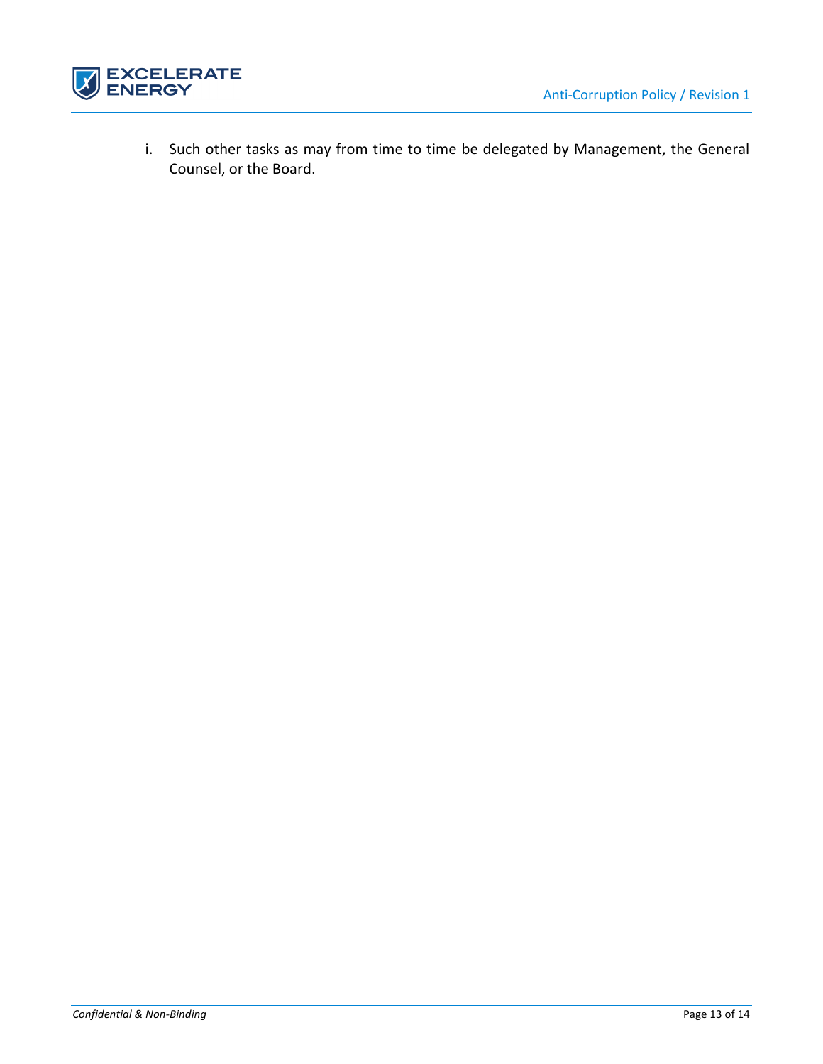i. Such other tasks as may from time to time be delegated by Management, the General Counsel, or the Board.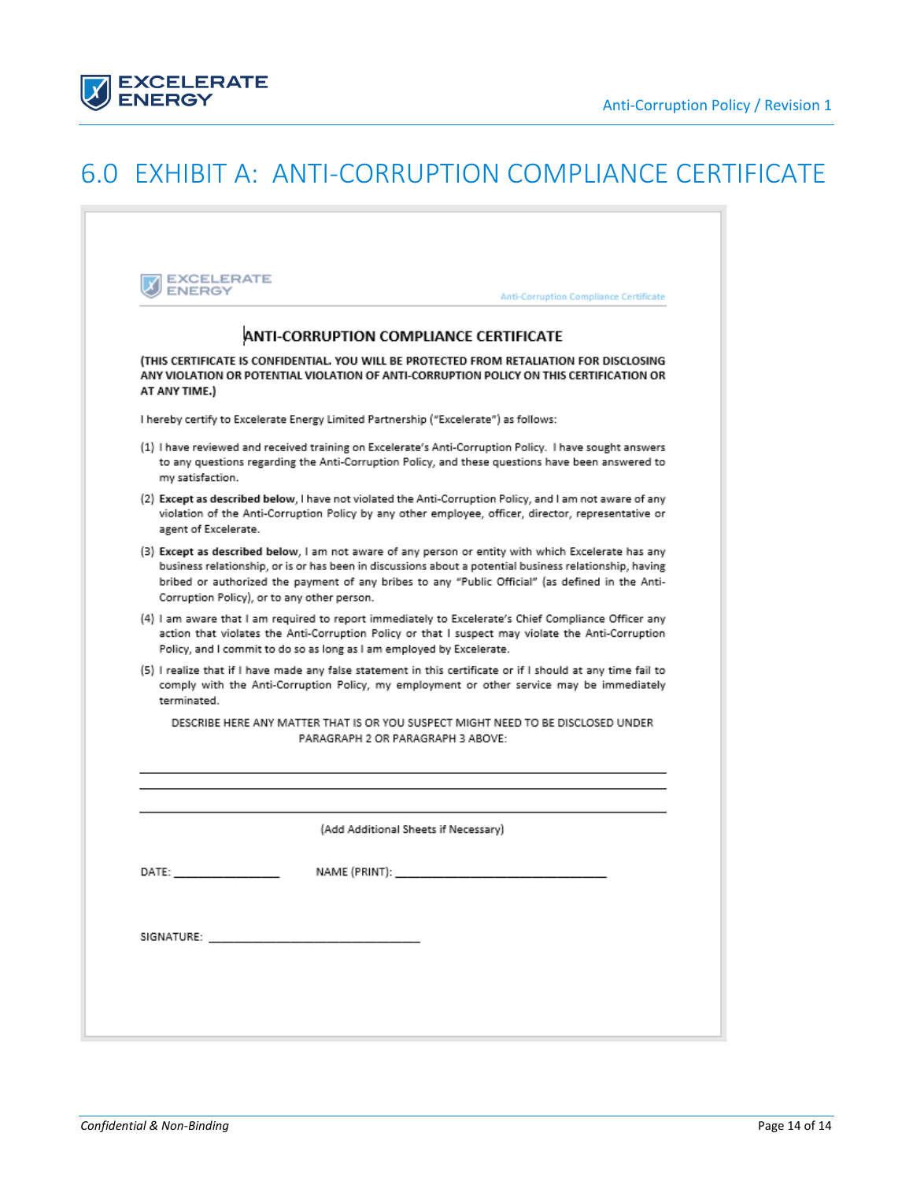# 6.0 EXHIBIT A: ANTI-CORRUPTION COMPLIANCE CERTIFICATE

Anti-Corruption Compliance Certificate

## ANTI-CORRUPTION COMPLIANCE CERTIFICATE

**(THIS CERTIFICATE IS CONFIDENTIAL. YOU WILL BE PROTECTED FROM RETALIATION FOR DISCLOSING ANY VIOLATION OR POTENTIAL VIOLATION OF ANTI-CORRUPTION POLICY ON THIS CERTIFICATION OR AT ANY TIME.)**

I hereby certify to Excelerate Energy Limited Partnership ("Excelerate") as follows:

(1) I have reviewed and received training on Excelerate's Anti-Corruption Policy. I have sought answers to any questions regarding the Anti-Corruption Policy, and these questions have been answered to my satisfaction.

(2) **Except as described below**, I have not violated the Anti-Corruption Policy, and I am not aware of any violation of the Anti-Corruption Policy by any other employee, officer, director, representative or agent of Excelerate.

(3) **Except as described below**, I am not aware of any person or entity with which Excelerate has any business relationship, or is or has been in discussions about a potential business relationship, having bribed or authorized the payment of any bribes to any "Public Official" (as defined in the Anti-Corruption Policy), or to any other person.

(4) I am aware that I am required to report immediately to Excelerate's Chief Compliance Officer any action that violates the Anti-Corruption Policy or that I suspect may violate the Anti-Corruption Policy, and I commit to do so as long as I am employed by Excelerate.

(5) I realize that if I have made any false statement in this certificate or if I should at any time fail to comply with the Anti-Corruption Policy, my employment or other service may be immediately terminated.

DESCRIBE HERE ANY MATTER THAT IS OR YOU SUSPECT MIGHT NEED TO BE DISCLOSED UNDER PARAGRAPH 2 OR PARAGRAPH 3 ABOVE:

______________________________________________________________________

______________________________________________________________________

______________________________________________________________________

(Add Additional Sheets if Necessary)

DATE: ________________ NAME (PRINT): ________________________________

SIGNATURE: ________________________________